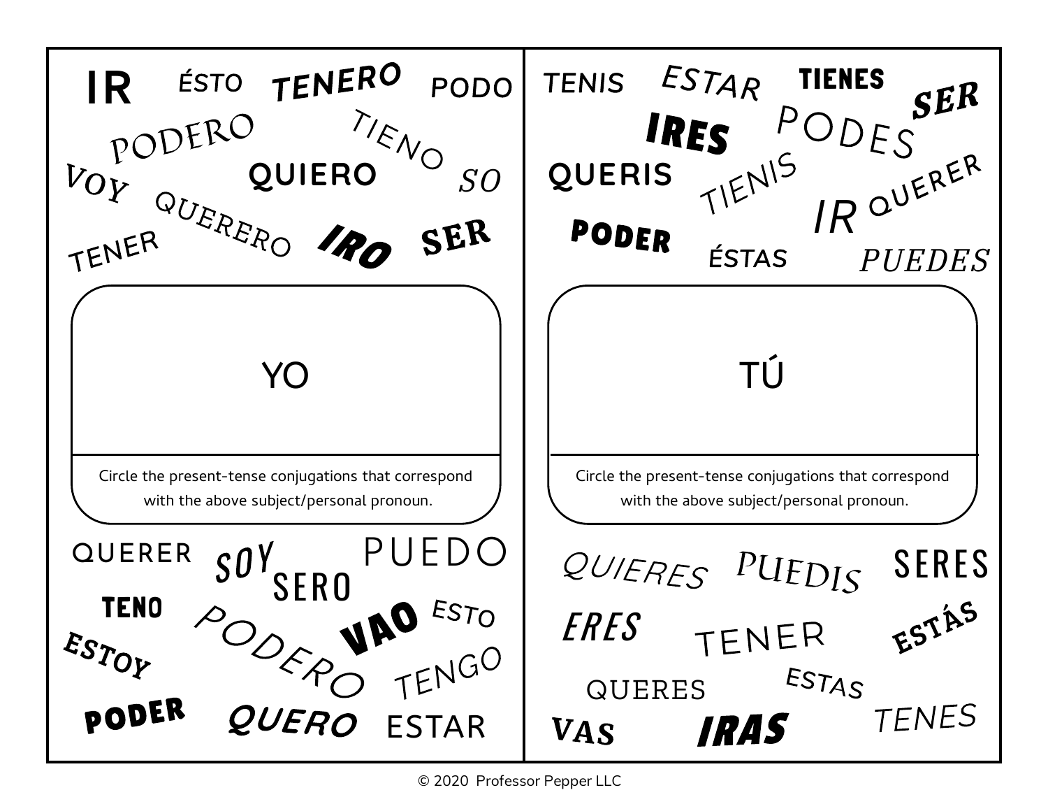## YO

IR ÉSTO TENERO PODO

PODERO TIENO

VOY QUIERO SO

QUERERO

TENER IRO SER

**YO**

Circle the present-tense conjugations that correspond with the above subject/personal pronoun.

QUERER SOY SERO PUEDO

TENO VAO ESTO

ESTOY PODERO TENGO

PODER QUERO ESTAR

## TÚ

TENIS ESTAR TIENES SER

IRES PODES

QUERIS TIENIS QUERER

PODER IR

ÉSTAS PUEDES

**TÚ**

Circle the present-tense conjugations that correspond with the above subject/personal pronoun.

QUIERES PUEDIS SERES

ERES TENER ESTÁS

QUERES ESTAS

VAS IRAS TENES

© 2020 Professor Pepper LLC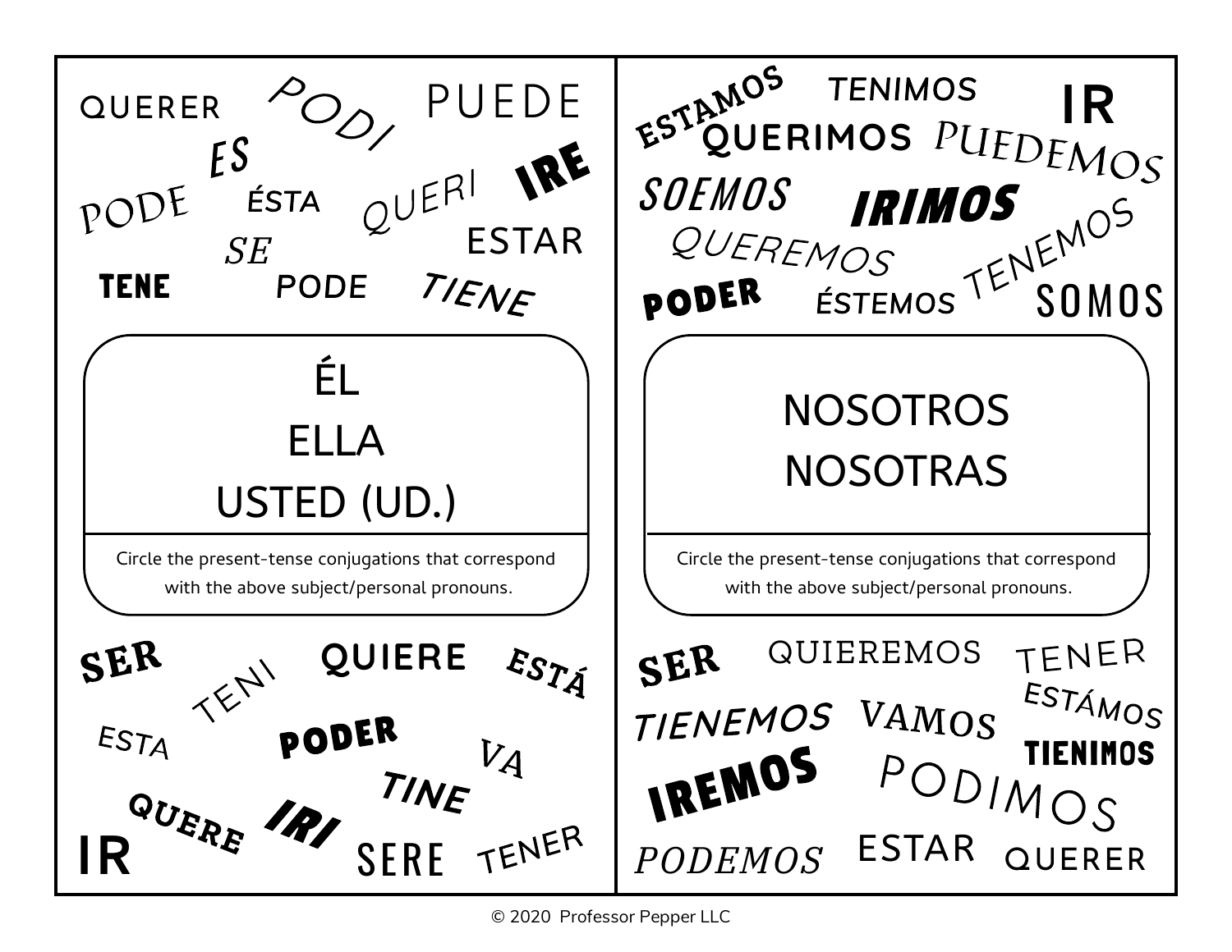QUERER PODI PUEDE

ES

PODE ÉSTA QUERI IRE

SE ESTAR

TENE PODE TIENE

## ÉL
## ELLA
## USTED (UD.)

Circle the present-tense conjugations that correspond with the above subject/personal pronouns.

SER TENI QUIERE ESTÁ

ESTA PODER VA

TINE

QUERE IRI

IR SERE TENER

---

ESTAMOS TENIMOS IR

QUERIMOS PUEDEMOS

SOEMOS IRIMOS

QUEREMOS TENEMOS

PODER ÉSTEMOS SOMOS

## NOSOTROS
## NOSOTRAS

Circle the present-tense conjugations that correspond with the above subject/personal pronouns.

SER QUIEREMOS TENER

ESTÁMOS

TIENEMOS VAMOS TIENIMOS

IREMOS PODIMOS

PODEMOS ESTAR QUERER

© 2020 Professor Pepper LLC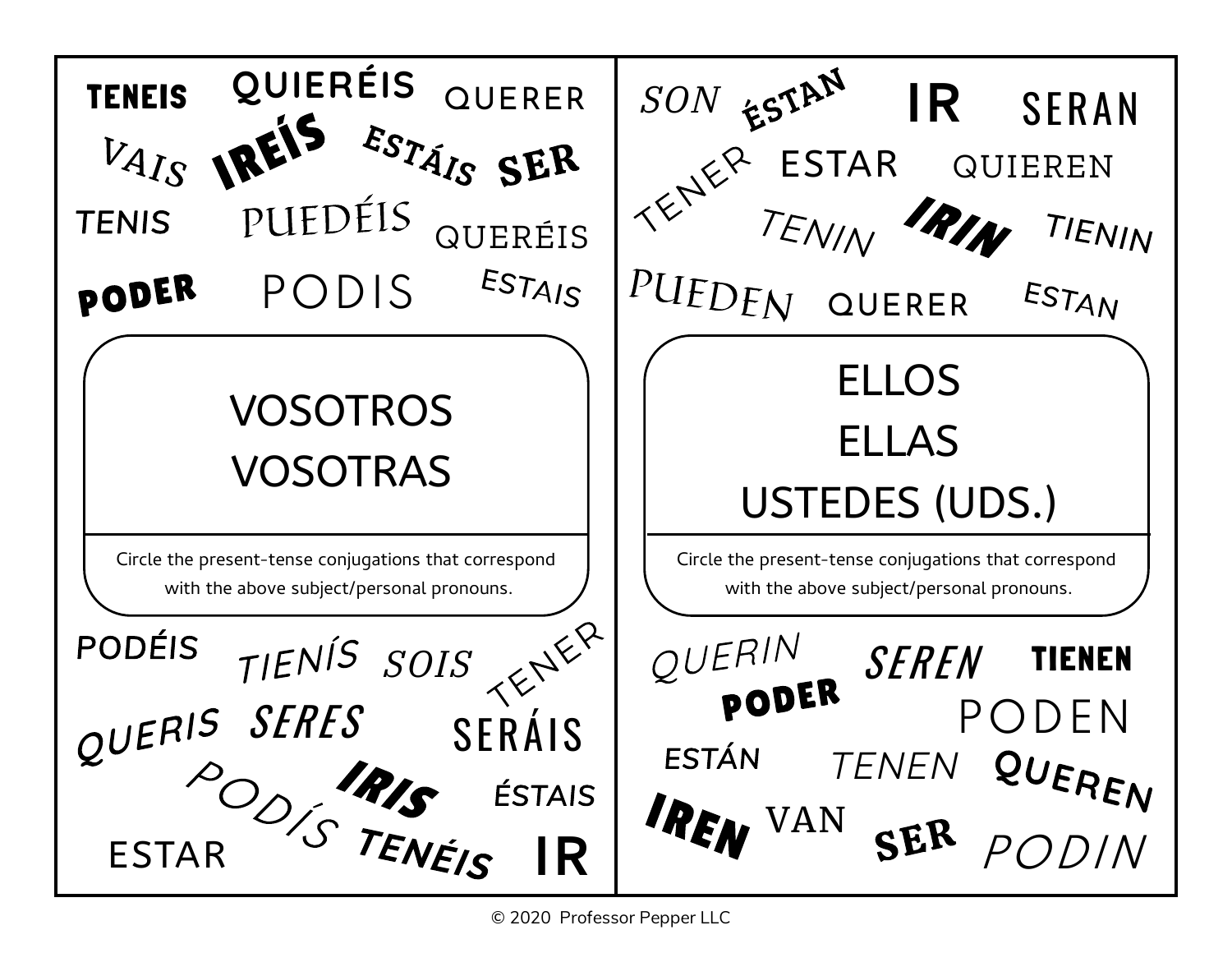TENEIS QUIERÉIS QUERER

VAIS IREÍS ESTÁIS SER

TENIS PUEDÉIS QUERÉIS

PODER PODIS ESTAIS

## VOSOTROS
## VOSOTRAS

Circle the present-tense conjugations that correspond with the above subject/personal pronouns.

PODÉIS TIENÍS SOIS TENER

QUERIS SERES SERÁIS

PODÍS IRIS ÉSTAIS

ESTAR TENÉIS IR

SON ÉSTAN IR SERAN

TENER ESTAR QUIEREN

TENIN IRIN TIENIN

PUEDEN QUERER ESTAN

## ELLOS
## ELLAS
## USTEDES (UDS.)

Circle the present-tense conjugations that correspond with the above subject/personal pronouns.

QUERIN SEREN TIENEN

PODER PODEN

ESTÁN TENEN QUEREN

IREN VAN SER PODIN

© 2020 Professor Pepper LLC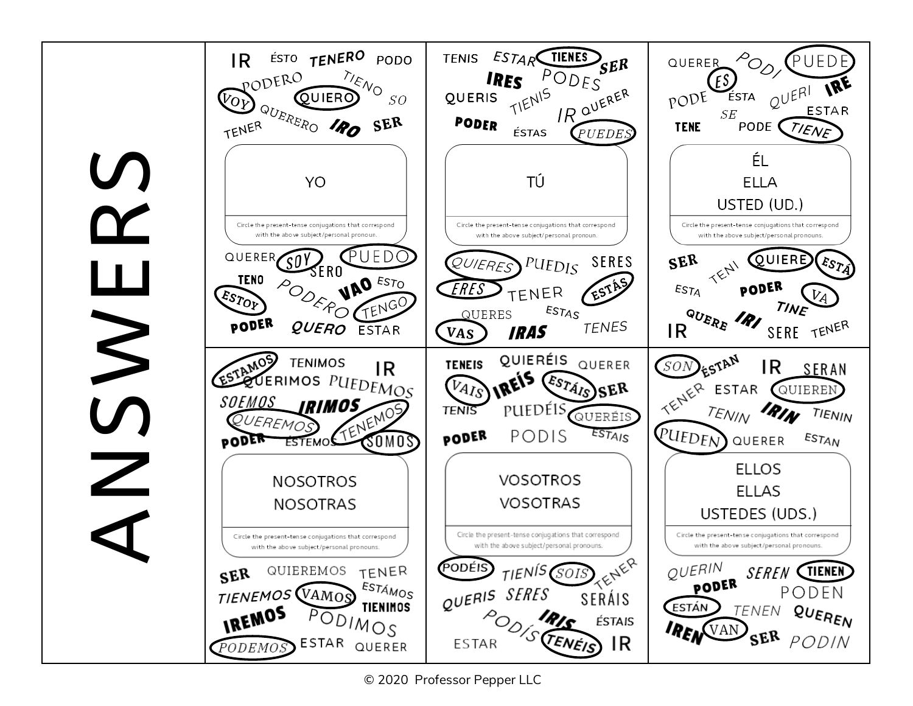# ANSWERS

## YO

IR ÉSTO TENERO PODO PODERO TIENO VOY **QUIERO** SO QUERERO IRO SER TENER

**YO**

Circle the present-tense conjugations that correspond with the above subject/personal pronoun.

QUERER **SOY** **PUEDO** SERO TENO ESTO **ESTOY** PODERO VAO **TENGO** PODER QUERO ESTAR

Circled: VOY, QUIERO, SOY, PUEDO, ESTOY, TENGO

## TÚ

TENIS ESTAR **TIENES** SER IRES PODES QUERIS TIENIS IR QUERER PODER ÉSTAS **PUEDES**

**TÚ**

Circle the present-tense conjugations that correspond with the above subject/personal pronoun.

**QUIERES** PUEDIS SERES **ERES** TENER **ESTÁS** QUERES ESTAS **VAS** IRAS TENES

Circled: TIENES, PUEDES, QUIERES, ERES, ESTÁS, VAS

## ÉL / ELLA / USTED (UD.)

QUERER PODI **PUEDE** **ES** ÉSTA QUERI IRE SE ESTAR TENE PODE **TIENE**

**ÉL**
**ELLA**
**USTED (UD.)**

Circle the present-tense conjugations that correspond with the above subject/personal pronouns.

SER TENI **QUIERE** **ESTÁ** ESTA PODER **VA** TINE QUERE IRI IR SERE TENER

Circled: PUEDE, ES, TIENE, QUIERE, ESTÁ, VA

## NOSOTROS / NOSOTRAS

**ESTAMOS** TENIMOS IR QUERIMOS PUEDEMOS SOEMOS IRIMOS **QUEREMOS** **TENEMOS** PODER ESTEMOS **SOMOS**

**NOSOTROS**
**NOSOTRAS**

Circle the present-tense conjugations that correspond with the above subject/personal pronouns.

SER QUIEREMOS TENER TIENEMOS **VAMOS** ESTÁMOS TIENIMOS IREMOS PODIMOS **PODEMOS** ESTAR QUERER

Circled: ESTAMOS, QUEREMOS, TENEMOS, SOMOS, VAMOS, PODEMOS

## VOSOTROS / VOSOTRAS

TENEIS QUIERÉIS QUERER **VAIS** IREÍS **ESTÁIS** SER TENIS PUEDÉIS **QUERÉIS** PODER PODIS ESTAIS

**VOSOTROS**
**VOSOTRAS**

Circle the present-tense conjugations that correspond with the above subject/personal pronouns.

**PODÉIS** TIENÍS **SOIS** TENER QUERIS SERES SERÁIS PODÍS IRIS ÉSTAIS **TENÉIS** ESTAR IR

Circled: VAIS, ESTÁIS, QUERÉIS, PODÉIS, SOIS, TENÉIS

## ELLOS / ELLAS / USTEDES (UDS.)

**SON** ÉSTAN IR SERAN TENER ESTAR **QUIEREN** TENIN IRIN TIENIN **PUEDEN** QUERER ESTAN

**ELLOS**
**ELLAS**
**USTEDES (UDS.)**

Circle the present-tense conjugations that correspond with the above subject/personal pronouns.

QUERIN SEREN **TIENEN** PODER PODEN **ESTÁN** TENEN QUEREN IREN **VAN** SER PODIN

Circled: SON, QUIEREN, PUEDEN, TIENEN, ESTÁN, VAN

© 2020 Professor Pepper LLC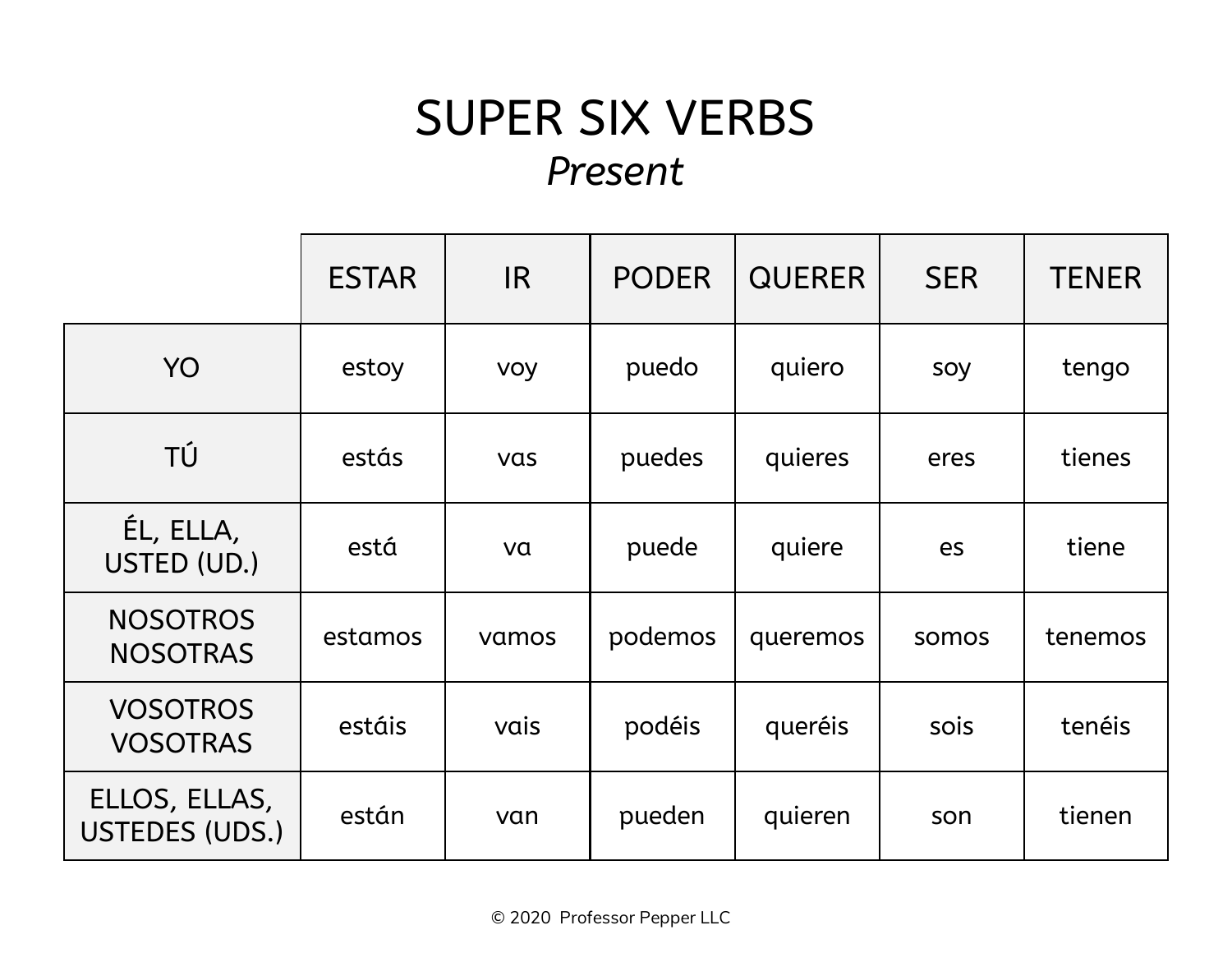# SUPER SIX VERBS

## *Present*

| | ESTAR | IR | PODER | QUERER | SER | TENER |
|---|---|---|---|---|---|---|
| YO | estoy | voy | puedo | quiero | soy | tengo |
| TÚ | estás | vas | puedes | quieres | eres | tienes |
| ÉL, ELLA, USTED (UD.) | está | va | puede | quiere | es | tiene |
| NOSOTROS NOSOTRAS | estamos | vamos | podemos | queremos | somos | tenemos |
| VOSOTROS VOSOTRAS | estáis | vais | podéis | queréis | sois | tenéis |
| ELLOS, ELLAS, USTEDES (UDS.) | están | van | pueden | quieren | son | tienen |

© 2020 Professor Pepper LLC